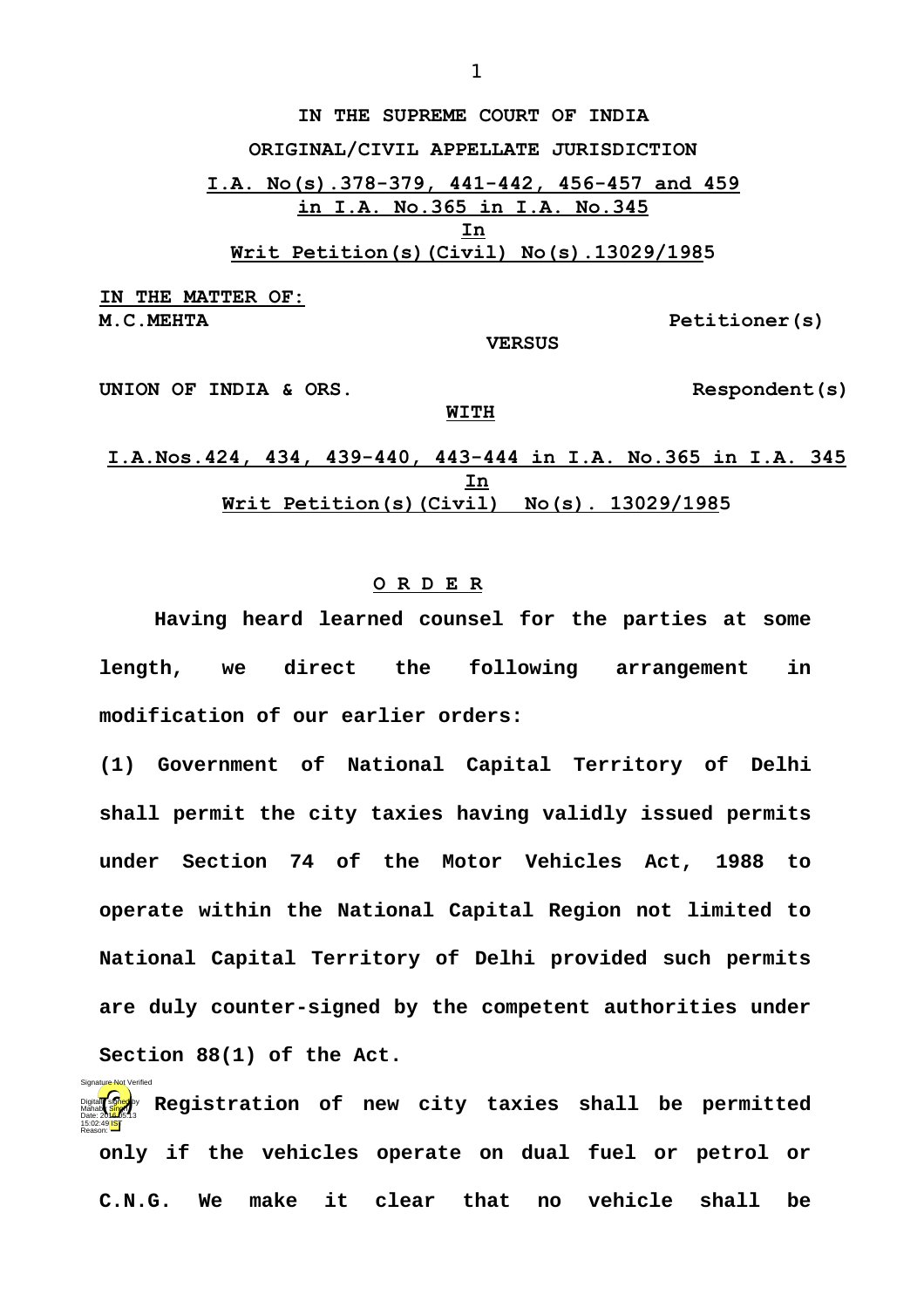**IN THE SUPREME COURT OF INDIA**

**ORIGINAL/CIVIL APPELLATE JURISDICTION**

**I.A. No(s).378-379, 441-442, 456-457 and 459 in I.A. No.365 in I.A. No.345**

**In**

**Writ Petition(s)(Civil) No(s).13029/1985**

**IN THE MATTER OF:**

**M.C.MEHTA** — **Petitioner(s)**

**VERSUS**

**UNION OF INDIA & ORS.** — **Respondent(s)**

**WITH**

**I.A.Nos.424, 434, 439-440, 443-444 in I.A. No.365 in I.A. 345**

**In**

**Writ Petition(s)(Civil) No(s). 13029/1985**

**O R D E R**

**Having heard learned counsel for the parties at some length, we direct the following arrangement in modification of our earlier orders:**

**(1) Government of National Capital Territory of Delhi shall permit the city taxies having validly issued permits under Section 74 of the Motor Vehicles Act, 1988 to operate within the National Capital Region not limited to National Capital Territory of Delhi provided such permits are duly counter-signed by the competent authorities under Section 88(1) of the Act.**

**(2) Registration of new city taxies shall be permitted only if the vehicles operate on dual fuel or petrol or C.N.G. We make it clear that no vehicle shall be**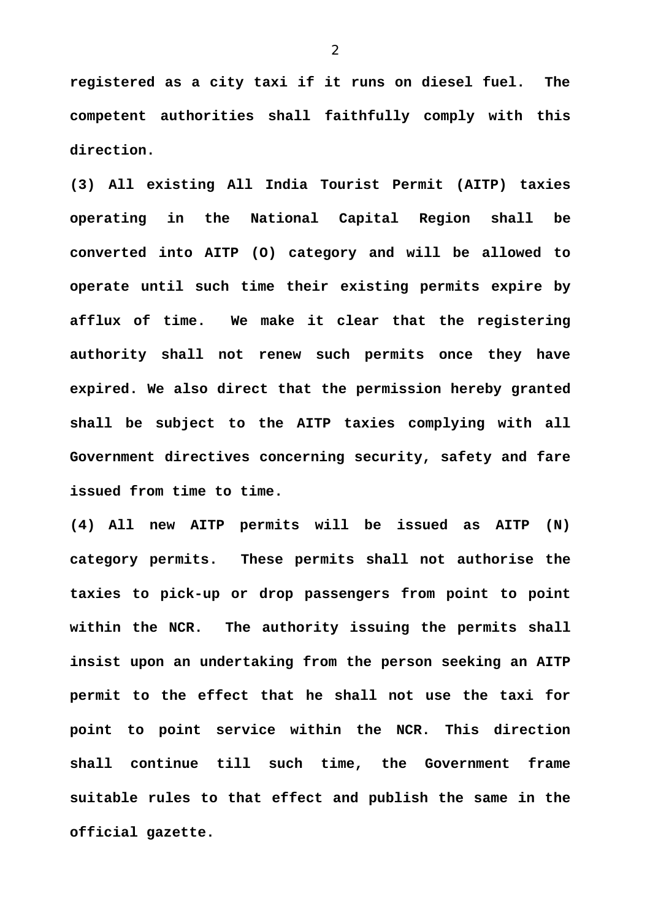**registered as a city taxi if it runs on diesel fuel. The competent authorities shall faithfully comply with this direction.**

**(3) All existing All India Tourist Permit (AITP) taxies operating in the National Capital Region shall be converted into AITP (O) category and will be allowed to operate until such time their existing permits expire by afflux of time. We make it clear that the registering authority shall not renew such permits once they have expired. We also direct that the permission hereby granted shall be subject to the AITP taxies complying with all Government directives concerning security, safety and fare issued from time to time.**

**(4) All new AITP permits will be issued as AITP (N) category permits. These permits shall not authorise the taxies to pick-up or drop passengers from point to point within the NCR. The authority issuing the permits shall insist upon an undertaking from the person seeking an AITP permit to the effect that he shall not use the taxi for point to point service within the NCR. This direction shall continue till such time, the Government frame suitable rules to that effect and publish the same in the official gazette.**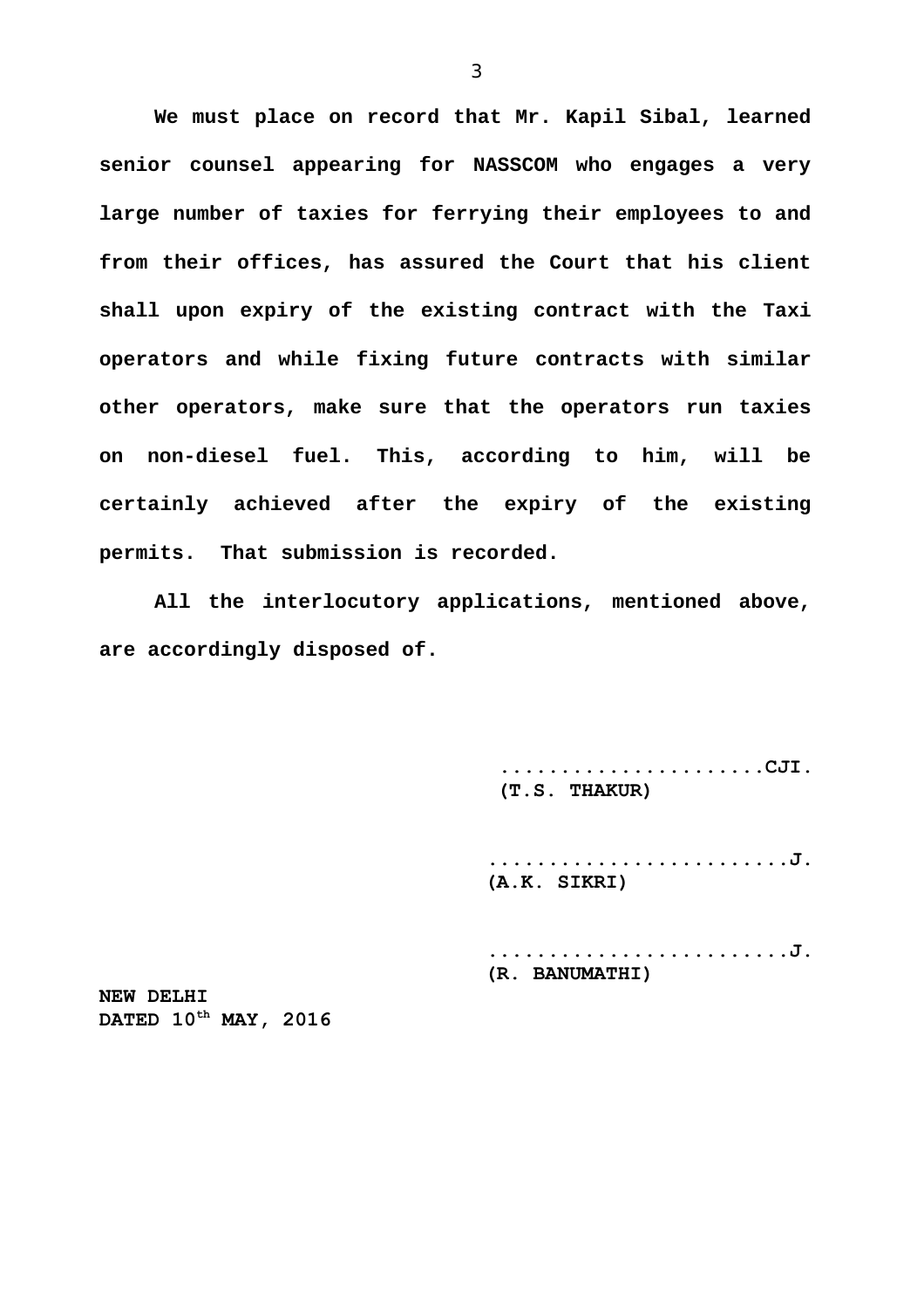**We must place on record that Mr. Kapil Sibal, learned senior counsel appearing for NASSCOM who engages a very large number of taxies for ferrying their employees to and from their offices, has assured the Court that his client shall upon expiry of the existing contract with the Taxi operators and while fixing future contracts with similar other operators, make sure that the operators run taxies on non-diesel fuel. This, according to him, will be certainly achieved after the expiry of the existing permits. That submission is recorded.**

**All the interlocutory applications, mentioned above, are accordingly disposed of.**

**......................CJI.**
**(T.S. THAKUR)**

**........................J.**
**(A.K. SIKRI)**

**........................J.**
**(R. BANUMATHI)**

**NEW DELHI**
**DATED 10th MAY, 2016**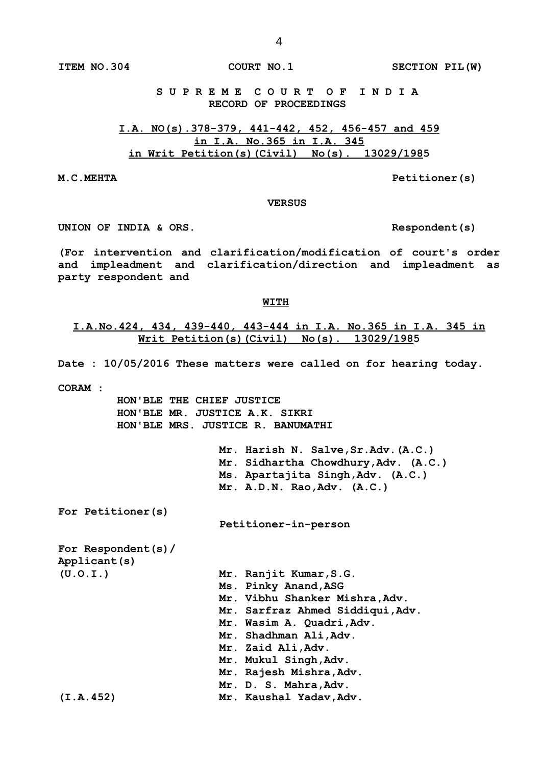**ITEM NO.304　　　　　　　COURT NO.1　　　　　　　SECTION PIL(W)**

**S U P R E M E　C O U R T　O F　I N D I A**
**RECORD OF PROCEEDINGS**

**<u>I.A. NO(s).378-379, 441-442, 452, 456-457 and 459</u>**
**<u>in I.A. No.365 in I.A. 345</u>**
**<u>in Writ Petition(s)(Civil) No(s). 13029/1985</u>**

**M.C.MEHTA　　　　　　　　　　　　　　　　　　　Petitioner(s)**

**VERSUS**

**UNION OF INDIA & ORS.　　　　　　　　　　　　　Respondent(s)**

**(For intervention and clarification/modification of court's order and impleadment and clarification/direction and impleadment as party respondent and**

**<u>WITH</u>**

**<u>I.A.No.424, 434, 439-440, 443-444 in I.A. No.365 in I.A. 345 in Writ Petition(s)(Civil) No(s). 13029/1985</u>**

**Date : 10/05/2016 These matters were called on for hearing today.**

**CORAM :**
**HON'BLE THE CHIEF JUSTICE**
**HON'BLE MR. JUSTICE A.K. SIKRI**
**HON'BLE MRS. JUSTICE R. BANUMATHI**

**Mr. Harish N. Salve,Sr.Adv.(A.C.)**
**Mr. Sidhartha Chowdhury,Adv. (A.C.)**
**Ms. Apartajita Singh,Adv. (A.C.)**
**Mr. A.D.N. Rao,Adv. (A.C.)**

**For Petitioner(s)**
**Petitioner-in-person**

**For Respondent(s)/**
**Applicant(s)**
**(U.O.I.)**
**Mr. Ranjit Kumar,S.G.**
**Ms. Pinky Anand,ASG**
**Mr. Vibhu Shanker Mishra,Adv.**
**Mr. Sarfraz Ahmed Siddiqui,Adv.**
**Mr. Wasim A. Quadri,Adv.**
**Mr. Shadhman Ali,Adv.**
**Mr. Zaid Ali,Adv.**
**Mr. Mukul Singh,Adv.**
**Mr. Rajesh Mishra,Adv.**
**Mr. D. S. Mahra,Adv.**
**(I.A.452)　　　　Mr. Kaushal Yadav,Adv.**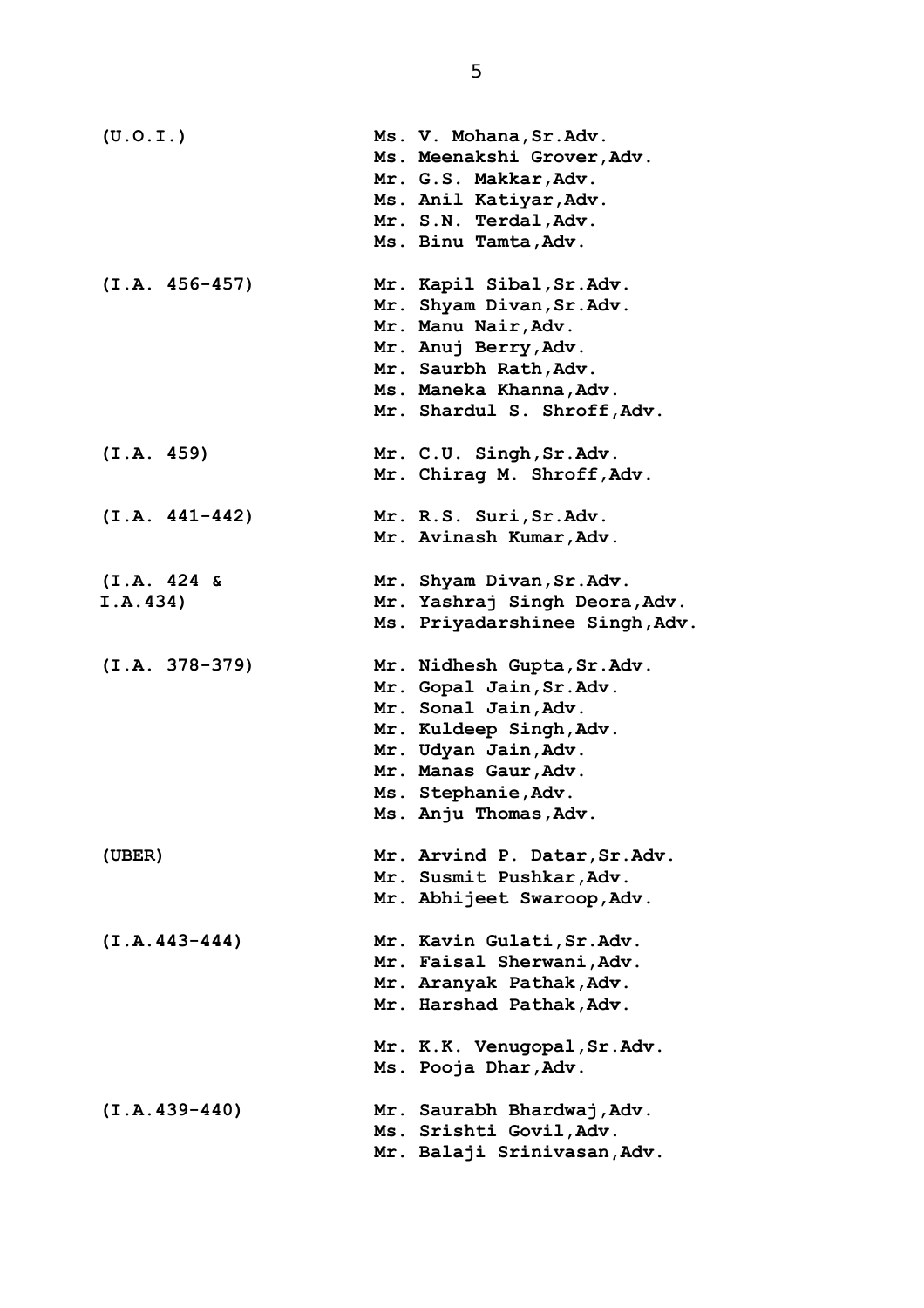(U.O.I.) Ms. V. Mohana,Sr.Adv.
Ms. Meenakshi Grover,Adv.
Mr. G.S. Makkar,Adv.
Ms. Anil Katiyar,Adv.
Mr. S.N. Terdal,Adv.
Ms. Binu Tamta,Adv.

(I.A. 456-457) Mr. Kapil Sibal,Sr.Adv.
Mr. Shyam Divan,Sr.Adv.
Mr. Manu Nair,Adv.
Mr. Anuj Berry,Adv.
Mr. Saurbh Rath,Adv.
Ms. Maneka Khanna,Adv.
Mr. Shardul S. Shroff,Adv.

(I.A. 459) Mr. C.U. Singh,Sr.Adv.
Mr. Chirag M. Shroff,Adv.

(I.A. 441-442) Mr. R.S. Suri,Sr.Adv.
Mr. Avinash Kumar,Adv.

(I.A. 424 & I.A.434) Mr. Shyam Divan,Sr.Adv.
Mr. Yashraj Singh Deora,Adv.
Ms. Priyadarshinee Singh,Adv.

(I.A. 378-379) Mr. Nidhesh Gupta,Sr.Adv.
Mr. Gopal Jain,Sr.Adv.
Mr. Sonal Jain,Adv.
Mr. Kuldeep Singh,Adv.
Mr. Udyan Jain,Adv.
Mr. Manas Gaur,Adv.
Ms. Stephanie,Adv.
Ms. Anju Thomas,Adv.

(UBER) Mr. Arvind P. Datar,Sr.Adv.
Mr. Susmit Pushkar,Adv.
Mr. Abhijeet Swaroop,Adv.

(I.A.443-444) Mr. Kavin Gulati,Sr.Adv.
Mr. Faisal Sherwani,Adv.
Mr. Aranyak Pathak,Adv.
Mr. Harshad Pathak,Adv.

Mr. K.K. Venugopal,Sr.Adv.
Ms. Pooja Dhar,Adv.

(I.A.439-440) Mr. Saurabh Bhardwaj,Adv.
Ms. Srishti Govil,Adv.
Mr. Balaji Srinivasan,Adv.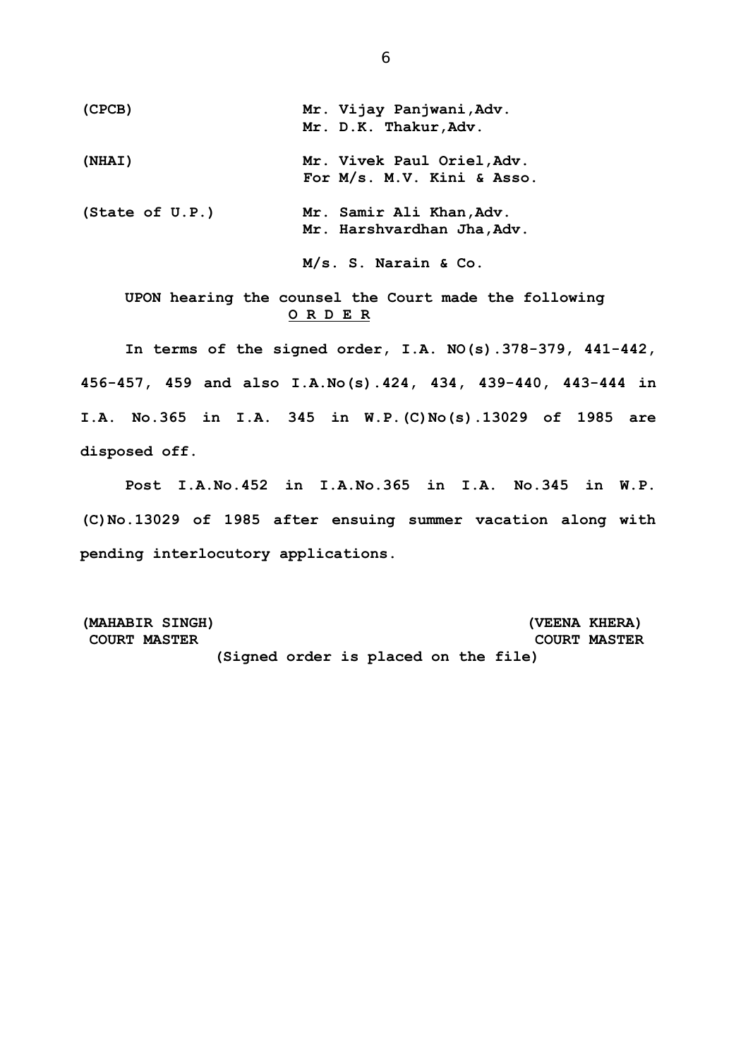| | |
|---|---|
| (CPCB) | Mr. Vijay Panjwani,Adv.<br>Mr. D.K. Thakur,Adv. |
| (NHAI) | Mr. Vivek Paul Oriel,Adv.<br>For M/s. M.V. Kini & Asso. |
| (State of U.P.) | Mr. Samir Ali Khan,Adv.<br>Mr. Harshvardhan Jha,Adv. |
| | M/s. S. Narain & Co. |

**UPON hearing the counsel the Court made the following**

**O R D E R**

**In terms of the signed order, I.A. NO(s).378-379, 441-442, 456-457, 459 and also I.A.No(s).424, 434, 439-440, 443-444 in I.A. No.365 in I.A. 345 in W.P.(C)No(s).13029 of 1985 are disposed off.**

**Post I.A.No.452 in I.A.No.365 in I.A. No.345 in W.P. (C)No.13029 of 1985 after ensuing summer vacation along with pending interlocutory applications.**

**(MAHABIR SINGH)**
**COURT MASTER**

**(VEENA KHERA)**
**COURT MASTER**

**(Signed order is placed on the file)**